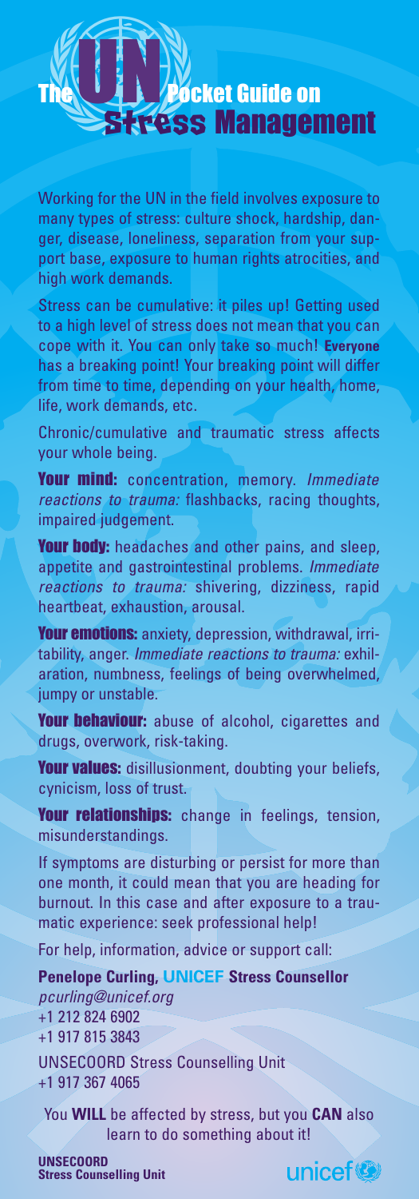# The UN Pocket Guide on Stress Management

Working for the UN in the field involves exposure to many types of stress: culture shock, hardship, danger, disease, loneliness, separation from your support base, exposure to human rights atrocities, and high work demands.

Stress can be cumulative: it piles up! Getting used to a high level of stress does not mean that you can cope with it. You can only take so much! **Everyone** has a breaking point! Your breaking point will differ from time to time, depending on your health, home, life, work demands, etc.

Chronic/cumulative and traumatic stress affects your whole being.

**Your mind:** concentration, memory. *Immediate reactions to trauma:* flashbacks, racing thoughts, impaired judgement.

**Your body:** headaches and other pains, and sleep, appetite and gastrointestinal problems. *Immediate reactions to trauma:* shivering, dizziness, rapid heartbeat, exhaustion, arousal.

**Your emotions:** anxiety, depression, withdrawal, irritability, anger. *Immediate reactions to trauma:* exhilaration, numbness, feelings of being overwhelmed, jumpy or unstable.

**Your behaviour:** abuse of alcohol, cigarettes and drugs, overwork, risk-taking.

**Your values:** disillusionment, doubting your beliefs, cynicism, loss of trust.

**Your relationships:** change in feelings, tension, misunderstandings.

If symptoms are disturbing or persist for more than one month, it could mean that you are heading for burnout. In this case and after exposure to a traumatic experience: seek professional help!

For help, information, advice or support call:

**Penelope Curling, UNICEF Stress Counsellor**
*pcurling@unicef.org*
+1 212 824 6902
+1 917 815 3843

UNSECOORD Stress Counselling Unit
+1 917 367 4065

You **WILL** be affected by stress, but you **CAN** also learn to do something about it!

**UNSECOORD**
**Stress Counselling Unit**

unicef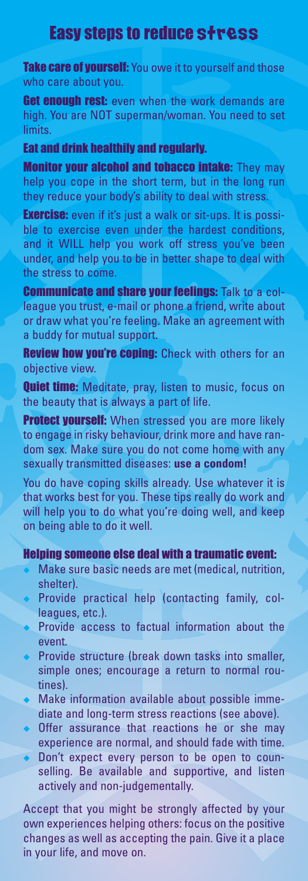# Easy steps to reduce stress

**Take care of yourself:** You owe it to yourself and those who care about you.

**Get enough rest:** even when the work demands are high. You are NOT superman/woman. You need to set limits.

**Eat and drink healthily and regularly.**

**Monitor your alcohol and tobacco intake:** They may help you cope in the short term, but in the long run they reduce your body's ability to deal with stress.

**Exercise:** even if it's just a walk or sit-ups. It is possible to exercise even under the hardest conditions, and it WILL help you work off stress you've been under, and help you to be in better shape to deal with the stress to come.

**Communicate and share your feelings:** Talk to a colleague you trust, e-mail or phone a friend, write about or draw what you're feeling. Make an agreement with a buddy for mutual support.

**Review how you're coping:** Check with others for an objective view.

**Quiet time:** Meditate, pray, listen to music, focus on the beauty that is always a part of life.

**Protect yourself:** When stressed you are more likely to engage in risky behaviour, drink more and have random sex. Make sure you do not come home with any sexually transmitted diseases: **use a condom!**

You do have coping skills already. Use whatever it is that works best for you. These tips really do work and will help you to do what you're doing well, and keep on being able to do it well.

## Helping someone else deal with a traumatic event:

- Make sure basic needs are met (medical, nutrition, shelter).
- Provide practical help (contacting family, colleagues, etc.).
- Provide access to factual information about the event.
- Provide structure (break down tasks into smaller, simple ones; encourage a return to normal routines).
- Make information available about possible immediate and long-term stress reactions (see above).
- Offer assurance that reactions he or she may experience are normal, and should fade with time.
- Don't expect every person to be open to counselling. Be available and supportive, and listen actively and non-judgementally.

Accept that you might be strongly affected by your own experiences helping others: focus on the positive changes as well as accepting the pain. Give it a place in your life, and move on.